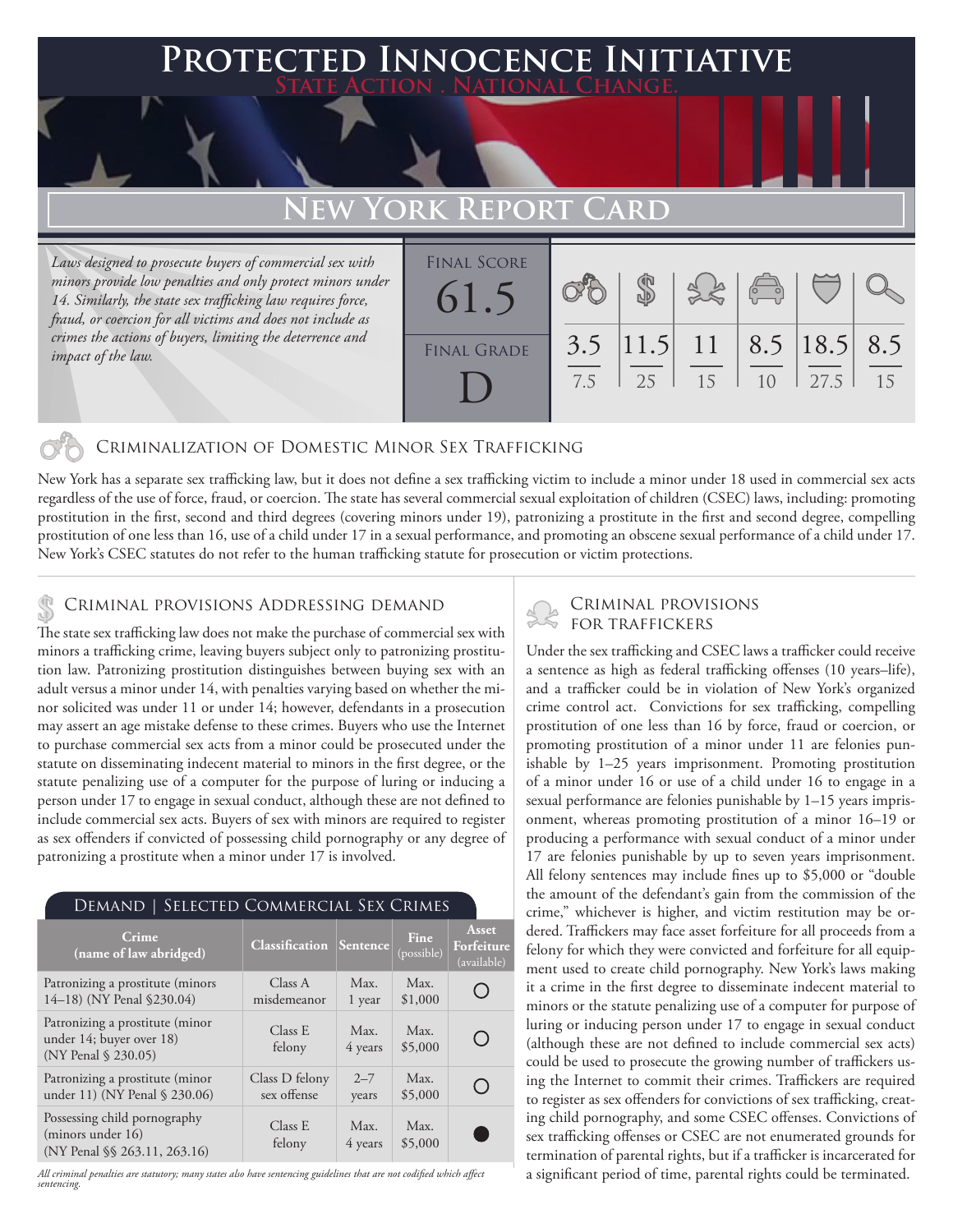# Protected Innocence Initiative

State Action . National Change.

## New York Report Card

*Laws designed to prosecute buyers of commercial sex with minors provide low penalties and only protect minors under 14. Similarly, the state sex trafficking law requires force, fraud, or coercion for all victims and does not include as crimes the actions of buyers, limiting the deterrence and impact of the law.*

| Final Score | Criminalization | Demand | Traffickers | Facilitators | Victim Protection | Investigation |
|---|---|---|---|---|---|---|
| 61.5 | 3.5 / 7.5 | 11.5 / 25 | 11 / 15 | 8.5 / 10 | 18.5 / 27.5 | 8.5 / 15 |

Final Grade: D

### Criminalization of Domestic Minor Sex Trafficking

New York has a separate sex trafficking law, but it does not define a sex trafficking victim to include a minor under 18 used in commercial sex acts regardless of the use of force, fraud, or coercion. The state has several commercial sexual exploitation of children (CSEC) laws, including: promoting prostitution in the first, second and third degrees (covering minors under 19), patronizing a prostitute in the first and second degree, compelling prostitution of one less than 16, use of a child under 17 in a sexual performance, and promoting an obscene sexual performance of a child under 17. New York's CSEC statutes do not refer to the human trafficking statute for prosecution or victim protections.

### Criminal provisions Addressing demand

The state sex trafficking law does not make the purchase of commercial sex with minors a trafficking crime, leaving buyers subject only to patronizing prostitution law. Patronizing prostitution distinguishes between buying sex with an adult versus a minor under 14, with penalties varying based on whether the minor solicited was under 11 or under 14; however, defendants in a prosecution may assert an age mistake defense to these crimes. Buyers who use the Internet to purchase commercial sex acts from a minor could be prosecuted under the statute on disseminating indecent material to minors in the first degree, or the statute penalizing use of a computer for the purpose of luring or inducing a person under 17 to engage in sexual conduct, although these are not defined to include commercial sex acts. Buyers of sex with minors are required to register as sex offenders if convicted of possessing child pornography or any degree of patronizing a prostitute when a minor under 17 is involved.

#### Demand | Selected Commercial Sex Crimes

| Crime (name of law abridged) | Classification | Sentence | Fine (possible) | Asset Forfeiture (available) |
|---|---|---|---|---|
| Patronizing a prostitute (minors 14–18) (NY Penal §230.04) | Class A misdemeanor | Max. 1 year | Max. $1,000 | ○ |
| Patronizing a prostitute (minor under 14; buyer over 18) (NY Penal § 230.05) | Class E felony | Max. 4 years | Max. $5,000 | ○ |
| Patronizing a prostitute (minor under 11) (NY Penal § 230.06) | Class D felony sex offense | 2–7 years | Max. $5,000 | ○ |
| Possessing child pornography (minors under 16) (NY Penal §§ 263.11, 263.16) | Class E felony | Max. 4 years | Max. $5,000 | ● |

*All criminal penalties are statutory; many states also have sentencing guidelines that are not codified which affect sentencing.*

### Criminal provisions for traffickers

Under the sex trafficking and CSEC laws a trafficker could receive a sentence as high as federal trafficking offenses (10 years–life), and a trafficker could be in violation of New York's organized crime control act. Convictions for sex trafficking, compelling prostitution of one less than 16 by force, fraud or coercion, or promoting prostitution of a minor under 11 are felonies punishable by 1–25 years imprisonment. Promoting prostitution of a minor under 16 or use of a child under 16 to engage in a sexual performance are felonies punishable by 1–15 years imprisonment, whereas promoting prostitution of a minor 16–19 or producing a performance with sexual conduct of a minor under 17 are felonies punishable by up to seven years imprisonment. All felony sentences may include fines up to $5,000 or "double the amount of the defendant's gain from the commission of the crime," whichever is higher, and victim restitution may be ordered. Traffickers may face asset forfeiture for all proceeds from a felony for which they were convicted and forfeiture for all equipment used to create child pornography. New York's laws making it a crime in the first degree to disseminate indecent material to minors or the statute penalizing use of a computer for purpose of luring or inducing person under 17 to engage in sexual conduct (although these are not defined to include commercial sex acts) could be used to prosecute the growing number of traffickers using the Internet to commit their crimes. Traffickers are required to register as sex offenders for convictions of sex trafficking, creating child pornography, and some CSEC offenses. Convictions of sex trafficking offenses or CSEC are not enumerated grounds for termination of parental rights, but if a trafficker is incarcerated for a significant period of time, parental rights could be terminated.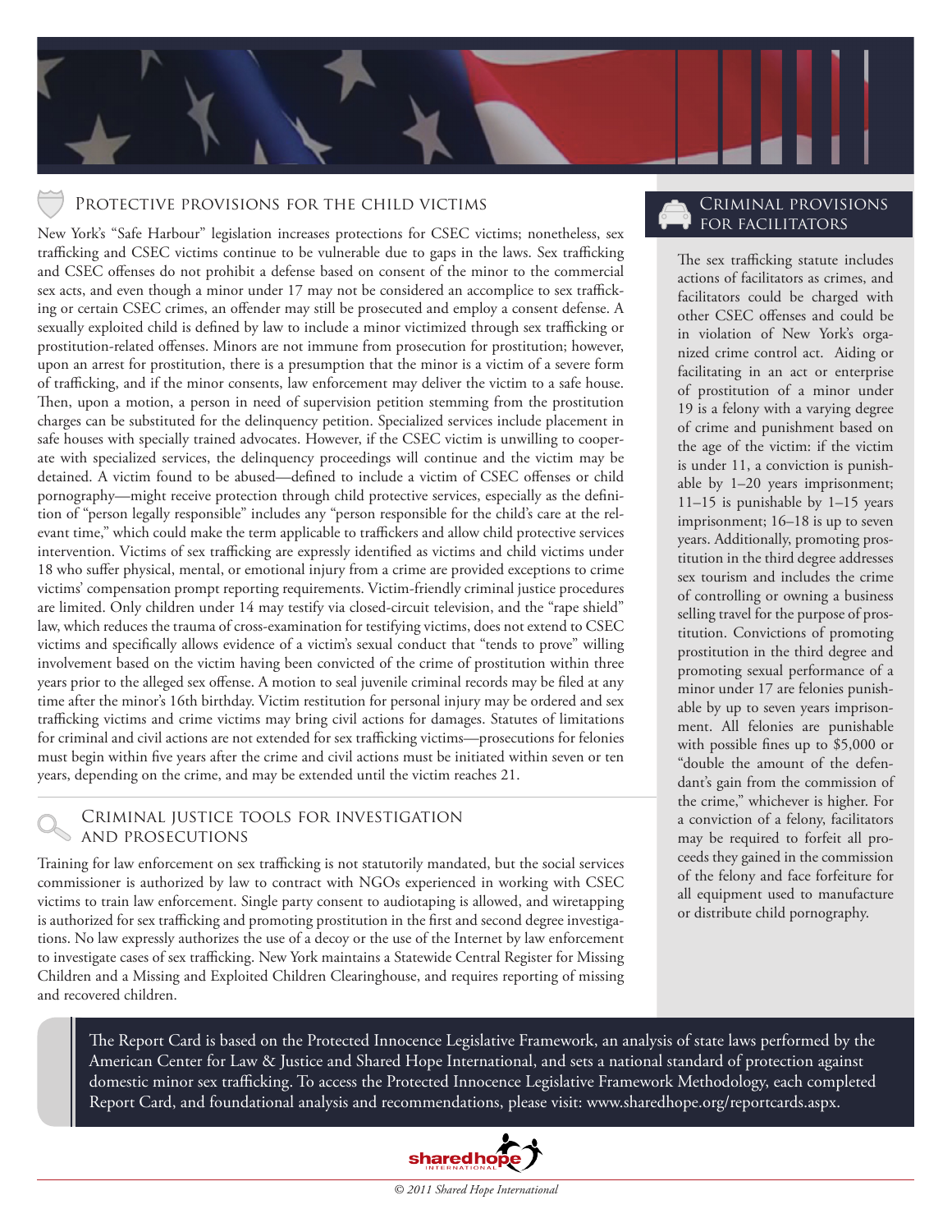## Protective provisions for the child victims

New York's "Safe Harbour" legislation increases protections for CSEC victims; nonetheless, sex trafficking and CSEC victims continue to be vulnerable due to gaps in the laws. Sex trafficking and CSEC offenses do not prohibit a defense based on consent of the minor to the commercial sex acts, and even though a minor under 17 may not be considered an accomplice to sex trafficking or certain CSEC crimes, an offender may still be prosecuted and employ a consent defense. A sexually exploited child is defined by law to include a minor victimized through sex trafficking or prostitution-related offenses. Minors are not immune from prosecution for prostitution; however, upon an arrest for prostitution, there is a presumption that the minor is a victim of a severe form of trafficking, and if the minor consents, law enforcement may deliver the victim to a safe house. Then, upon a motion, a person in need of supervision petition stemming from the prostitution charges can be substituted for the delinquency petition. Specialized services include placement in safe houses with specially trained advocates. However, if the CSEC victim is unwilling to cooperate with specialized services, the delinquency proceedings will continue and the victim may be detained. A victim found to be abused—defined to include a victim of CSEC offenses or child pornography—might receive protection through child protective services, especially as the definition of "person legally responsible" includes any "person responsible for the child's care at the relevant time," which could make the term applicable to traffickers and allow child protective services intervention. Victims of sex trafficking are expressly identified as victims and child victims under 18 who suffer physical, mental, or emotional injury from a crime are provided exceptions to crime victims' compensation prompt reporting requirements. Victim-friendly criminal justice procedures are limited. Only children under 14 may testify via closed-circuit television, and the "rape shield" law, which reduces the trauma of cross-examination for testifying victims, does not extend to CSEC victims and specifically allows evidence of a victim's sexual conduct that "tends to prove" willing involvement based on the victim having been convicted of the crime of prostitution within three years prior to the alleged sex offense. A motion to seal juvenile criminal records may be filed at any time after the minor's 16th birthday. Victim restitution for personal injury may be ordered and sex trafficking victims and crime victims may bring civil actions for damages. Statutes of limitations for criminal and civil actions are not extended for sex trafficking victims—prosecutions for felonies must begin within five years after the crime and civil actions must be initiated within seven or ten years, depending on the crime, and may be extended until the victim reaches 21.

## Criminal justice tools for investigation and prosecutions

Training for law enforcement on sex trafficking is not statutorily mandated, but the social services commissioner is authorized by law to contract with NGOs experienced in working with CSEC victims to train law enforcement. Single party consent to audiotaping is allowed, and wiretapping is authorized for sex trafficking and promoting prostitution in the first and second degree investigations. No law expressly authorizes the use of a decoy or the use of the Internet by law enforcement to investigate cases of sex trafficking. New York maintains a Statewide Central Register for Missing Children and a Missing and Exploited Children Clearinghouse, and requires reporting of missing and recovered children.

## Criminal provisions for facilitators

The sex trafficking statute includes actions of facilitators as crimes, and facilitators could be charged with other CSEC offenses and could be in violation of New York's organized crime control act. Aiding or facilitating in an act or enterprise of prostitution of a minor under 19 is a felony with a varying degree of crime and punishment based on the age of the victim: if the victim is under 11, a conviction is punishable by 1–20 years imprisonment; 11–15 is punishable by 1–15 years imprisonment; 16–18 is up to seven years. Additionally, promoting prostitution in the third degree addresses sex tourism and includes the crime of controlling or owning a business selling travel for the purpose of prostitution. Convictions of promoting prostitution in the third degree and promoting sexual performance of a minor under 17 are felonies punishable by up to seven years imprisonment. All felonies are punishable with possible fines up to $5,000 or "double the amount of the defendant's gain from the commission of the crime," whichever is higher. For a conviction of a felony, facilitators may be required to forfeit all proceeds they gained in the commission of the felony and face forfeiture for all equipment used to manufacture or distribute child pornography.

The Report Card is based on the Protected Innocence Legislative Framework, an analysis of state laws performed by the American Center for Law & Justice and Shared Hope International, and sets a national standard of protection against domestic minor sex trafficking. To access the Protected Innocence Legislative Framework Methodology, each completed Report Card, and foundational analysis and recommendations, please visit: www.sharedhope.org/reportcards.aspx.

shared hope INTERNATIONAL

*© 2011 Shared Hope International*